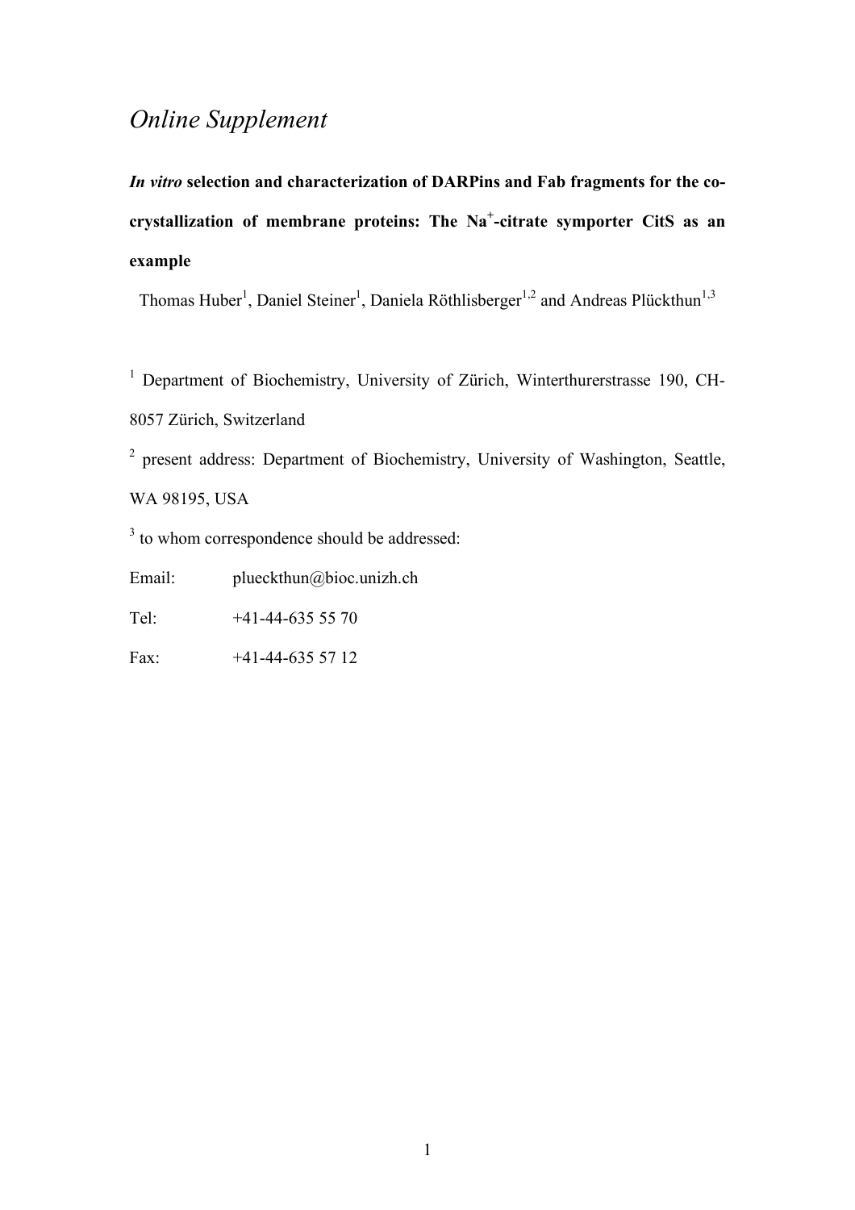# *Online Supplement*

***In vitro*** **selection and characterization of DARPins and Fab fragments for the co-crystallization of membrane proteins: The $Na^+$-citrate symporter CitS as an example**

Thomas Huber[1], Daniel Steiner[1], Daniela Röthlisberger[1,2] and Andreas Plückthun[1,3]

[1] Department of Biochemistry, University of Zürich, Winterthurerstrasse 190, CH-8057 Zürich, Switzerland

[2] present address: Department of Biochemistry, University of Washington, Seattle, WA 98195, USA

[3] to whom correspondence should be addressed:

Email: plueckthun@bioc.unizh.ch

Tel: +41-44-635 55 70

Fax: +41-44-635 57 12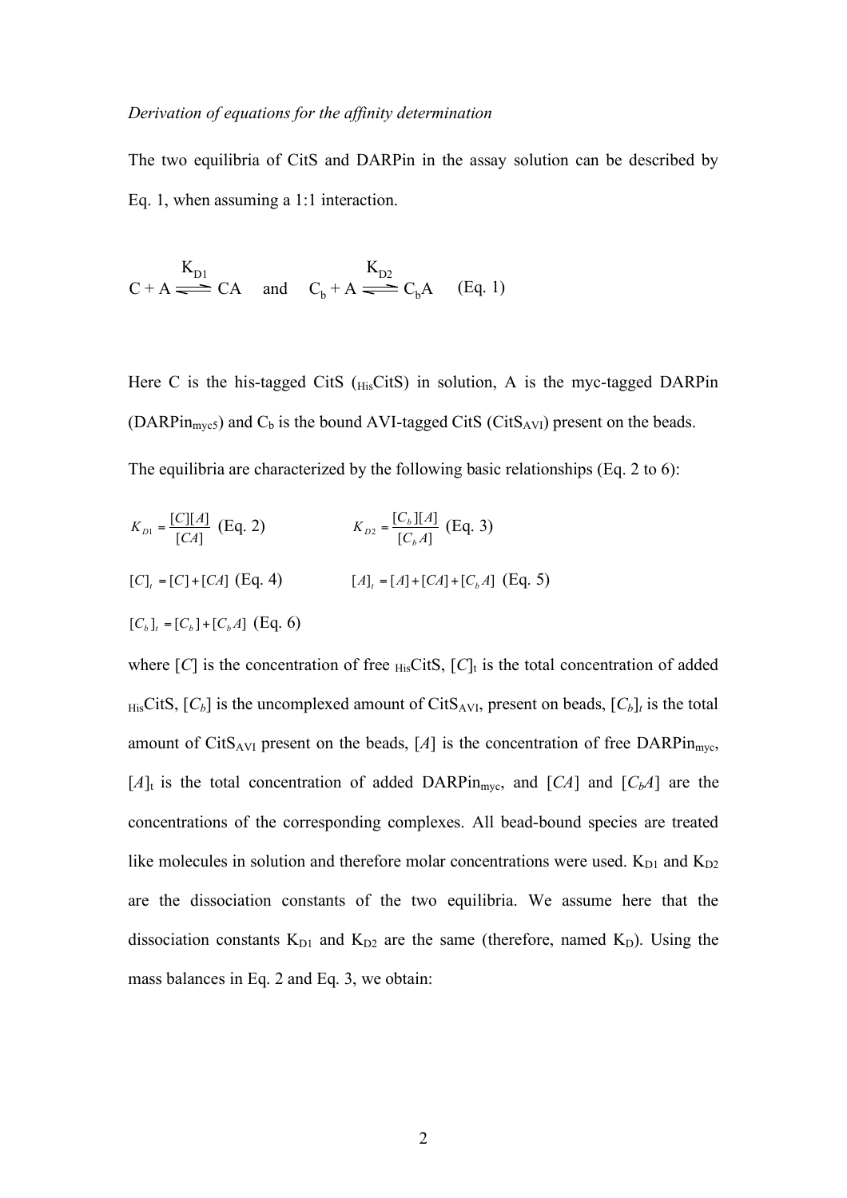*Derivation of equations for the affinity determination*

The two equilibria of CitS and DARPin in the assay solution can be described by Eq. 1, when assuming a 1:1 interaction.

$$C + A \overset{K_{D1}}{\rightleftharpoons} CA \quad \text{and} \quad C_b + A \overset{K_{D2}}{\rightleftharpoons} C_bA \quad \text{(Eq. 1)}$$

Here C is the his-tagged CitS ($_{His}$CitS) in solution, A is the myc-tagged DARPin (DARPin$_{myc5}$) and $C_b$ is the bound AVI-tagged CitS (CitS$_{AVI}$) present on the beads.

The equilibria are characterized by the following basic relationships (Eq. 2 to 6):

$$K_{D1} = \frac{[C][A]}{[CA]} \text{ (Eq. 2)} \qquad K_{D2} = \frac{[C_b][A]}{[C_bA]} \text{ (Eq. 3)}$$

$$[C]_t = [C] + [CA] \text{ (Eq. 4)} \qquad [A]_t = [A] + [CA] + [C_bA] \text{ (Eq. 5)}$$

$$[C_b]_t = [C_b] + [C_bA] \text{ (Eq. 6)}$$

where $[C]$ is the concentration of free $_{His}$CitS, $[C]_t$ is the total concentration of added $_{His}$CitS, $[C_b]$ is the uncomplexed amount of CitS$_{AVI}$, present on beads, $[C_b]_t$ is the total amount of CitS$_{AVI}$ present on the beads, $[A]$ is the concentration of free DARPin$_{myc}$, $[A]_t$ is the total concentration of added DARPin$_{myc}$, and $[CA]$ and $[C_bA]$ are the concentrations of the corresponding complexes. All bead-bound species are treated like molecules in solution and therefore molar concentrations were used. $K_{D1}$ and $K_{D2}$ are the dissociation constants of the two equilibria. We assume here that the dissociation constants $K_{D1}$ and $K_{D2}$ are the same (therefore, named $K_D$). Using the mass balances in Eq. 2 and Eq. 3, we obtain: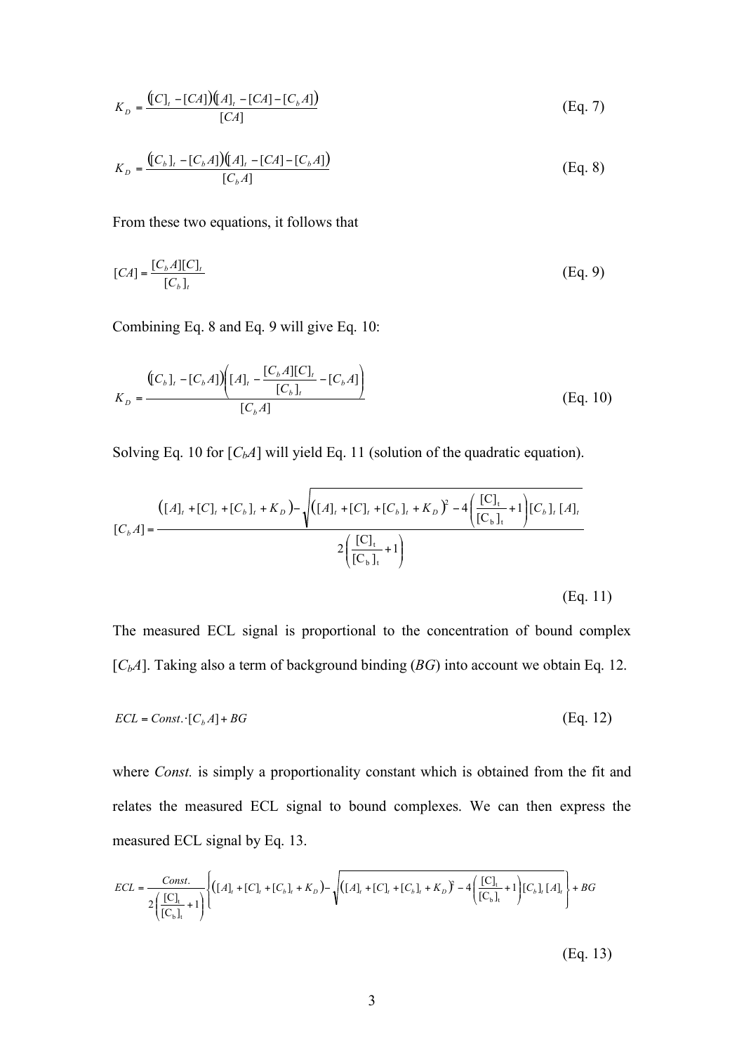$$K_D = \frac{\left([C]_t - [CA]\right)\left([A]_t - [CA] - [C_b A]\right)}{[CA]} \tag{Eq. 7}$$

$$K_D = \frac{\left([C_b]_t - [C_b A]\right)\left([A]_t - [CA] - [C_b A]\right)}{[C_b A]} \tag{Eq. 8}$$

From these two equations, it follows that

$$[CA] = \frac{[C_b A][C]_t}{[C_b]_t} \tag{Eq. 9}$$

Combining Eq. 8 and Eq. 9 will give Eq. 10:

$$K_D = \frac{\left([C_b]_t - [C_b A]\right)\left([A]_t - \frac{[C_b A][C]_t}{[C_b]_t} - [C_b A]\right)}{[C_b A]} \tag{Eq. 10}$$

Solving Eq. 10 for $[C_bA]$ will yield Eq. 11 (solution of the quadratic equation).

$$[C_b A] = \frac{\left([A]_t + [C]_t + [C_b]_t + K_D\right) - \sqrt{\left([A]_t + [C]_t + [C_b]_t + K_D\right)^2 - 4\left(\frac{[\mathrm{C}]_t}{[\mathrm{C_b}]_t} + 1\right)[C_b]_t\,[A]_t}}{2\left(\frac{[\mathrm{C}]_t}{[\mathrm{C_b}]_t} + 1\right)}$$

(Eq. 11)

The measured ECL signal is proportional to the concentration of bound complex $[C_bA]$. Taking also a term of background binding ($BG$) into account we obtain Eq. 12.

$$ECL = Const. \cdot [C_b A] + BG \tag{Eq. 12}$$

where *Const.* is simply a proportionality constant which is obtained from the fit and relates the measured ECL signal to bound complexes. We can then express the measured ECL signal by Eq. 13.

$$ECL = \frac{Const.}{2\left(\frac{[\mathrm{C}]_t}{[\mathrm{C_b}]_t} + 1\right)} \left\{ \left([A]_t + [C]_t + [C_b]_t + K_D\right) - \sqrt{\left([A]_t + [C]_t + [C_b]_t + K_D\right)^2 - 4\left(\frac{[\mathrm{C}]_t}{[\mathrm{C_b}]_t} + 1\right)[C_b]_t\,[A]_t} \right\} + BG$$

(Eq. 13)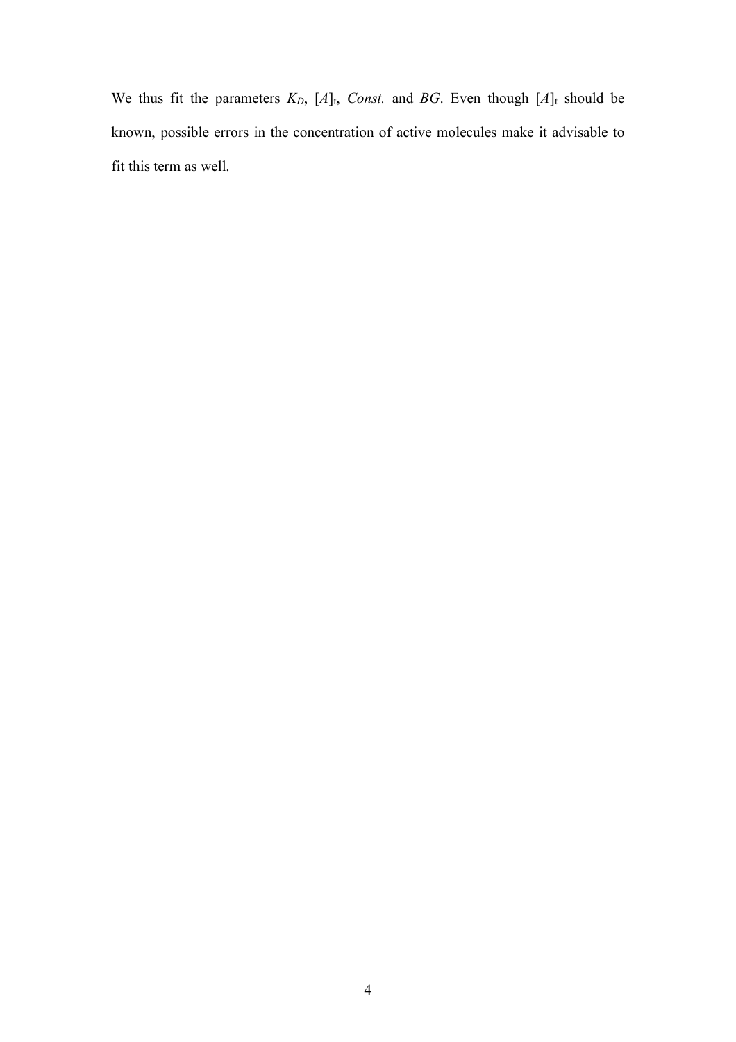We thus fit the parameters $K_D$, $[A]_t$, *Const.* and *BG*. Even though $[A]_t$ should be known, possible errors in the concentration of active molecules make it advisable to fit this term as well.